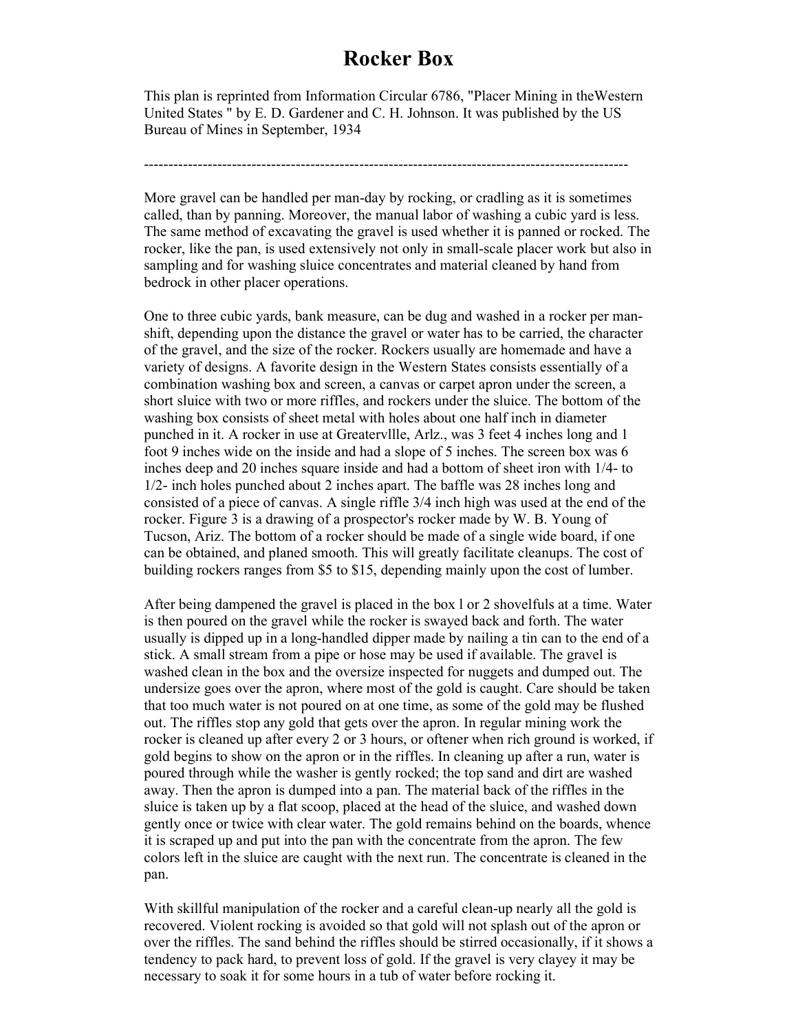# Rocker Box

This plan is reprinted from Information Circular 6786, "Placer Mining in theWestern United States " by E. D. Gardener and C. H. Johnson. It was published by the US Bureau of Mines in September, 1934

---

More gravel can be handled per man-day by rocking, or cradling as it is sometimes called, than by panning. Moreover, the manual labor of washing a cubic yard is less. The same method of excavating the gravel is used whether it is panned or rocked. The rocker, like the pan, is used extensively not only in small-scale placer work but also in sampling and for washing sluice concentrates and material cleaned by hand from bedrock in other placer operations.

One to three cubic yards, bank measure, can be dug and washed in a rocker per man-shift, depending upon the distance the gravel or water has to be carried, the character of the gravel, and the size of the rocker. Rockers usually are homemade and have a variety of designs. A favorite design in the Western States consists essentially of a combination washing box and screen, a canvas or carpet apron under the screen, a short sluice with two or more riffles, and rockers under the sluice. The bottom of the washing box consists of sheet metal with holes about one half inch in diameter punched in it. A rocker in use at Greatervllle, Arlz., was 3 feet 4 inches long and 1 foot 9 inches wide on the inside and had a slope of 5 inches. The screen box was 6 inches deep and 20 inches square inside and had a bottom of sheet iron with 1/4- to 1/2- inch holes punched about 2 inches apart. The baffle was 28 inches long and consisted of a piece of canvas. A single riffle 3/4 inch high was used at the end of the rocker. Figure 3 is a drawing of a prospector's rocker made by W. B. Young of Tucson, Ariz. The bottom of a rocker should be made of a single wide board, if one can be obtained, and planed smooth. This will greatly facilitate cleanups. The cost of building rockers ranges from $5 to $15, depending mainly upon the cost of lumber.

After being dampened the gravel is placed in the box l or 2 shovelfuls at a time. Water is then poured on the gravel while the rocker is swayed back and forth. The water usually is dipped up in a long-handled dipper made by nailing a tin can to the end of a stick. A small stream from a pipe or hose may be used if available. The gravel is washed clean in the box and the oversize inspected for nuggets and dumped out. The undersize goes over the apron, where most of the gold is caught. Care should be taken that too much water is not poured on at one time, as some of the gold may be flushed out. The riffles stop any gold that gets over the apron. In regular mining work the rocker is cleaned up after every 2 or 3 hours, or oftener when rich ground is worked, if gold begins to show on the apron or in the riffles. In cleaning up after a run, water is poured through while the washer is gently rocked; the top sand and dirt are washed away. Then the apron is dumped into a pan. The material back of the riffles in the sluice is taken up by a flat scoop, placed at the head of the sluice, and washed down gently once or twice with clear water. The gold remains behind on the boards, whence it is scraped up and put into the pan with the concentrate from the apron. The few colors left in the sluice are caught with the next run. The concentrate is cleaned in the pan.

With skillful manipulation of the rocker and a careful clean-up nearly all the gold is recovered. Violent rocking is avoided so that gold will not splash out of the apron or over the riffles. The sand behind the riffles should be stirred occasionally, if it shows a tendency to pack hard, to prevent loss of gold. If the gravel is very clayey it may be necessary to soak it for some hours in a tub of water before rocking it.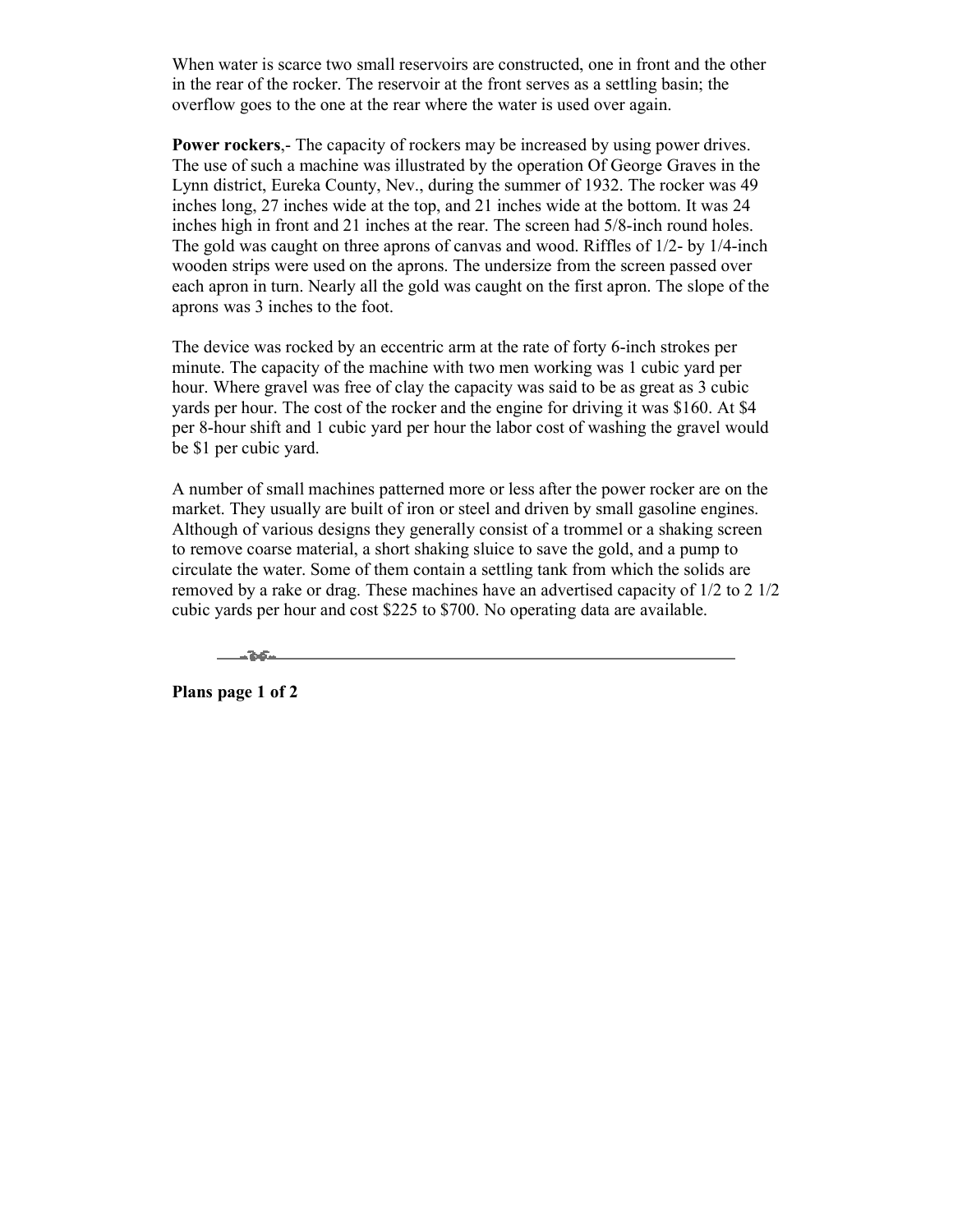When water is scarce two small reservoirs are constructed, one in front and the other in the rear of the rocker. The reservoir at the front serves as a settling basin; the overflow goes to the one at the rear where the water is used over again.

**Power rockers**,- The capacity of rockers may be increased by using power drives. The use of such a machine was illustrated by the operation Of George Graves in the Lynn district, Eureka County, Nev., during the summer of 1932. The rocker was 49 inches long, 27 inches wide at the top, and 21 inches wide at the bottom. It was 24 inches high in front and 21 inches at the rear. The screen had 5/8-inch round holes. The gold was caught on three aprons of canvas and wood. Riffles of 1/2- by 1/4-inch wooden strips were used on the aprons. The undersize from the screen passed over each apron in turn. Nearly all the gold was caught on the first apron. The slope of the aprons was 3 inches to the foot.

The device was rocked by an eccentric arm at the rate of forty 6-inch strokes per minute. The capacity of the machine with two men working was 1 cubic yard per hour. Where gravel was free of clay the capacity was said to be as great as 3 cubic yards per hour. The cost of the rocker and the engine for driving it was $160. At $4 per 8-hour shift and 1 cubic yard per hour the labor cost of washing the gravel would be $1 per cubic yard.

A number of small machines patterned more or less after the power rocker are on the market. They usually are built of iron or steel and driven by small gasoline engines. Although of various designs they generally consist of a trommel or a shaking screen to remove coarse material, a short shaking sluice to save the gold, and a pump to circulate the water. Some of them contain a settling tank from which the solids are removed by a rake or drag. These machines have an advertised capacity of 1/2 to 2 1/2 cubic yards per hour and cost $225 to $700. No operating data are available.

---

**Plans page 1 of 2**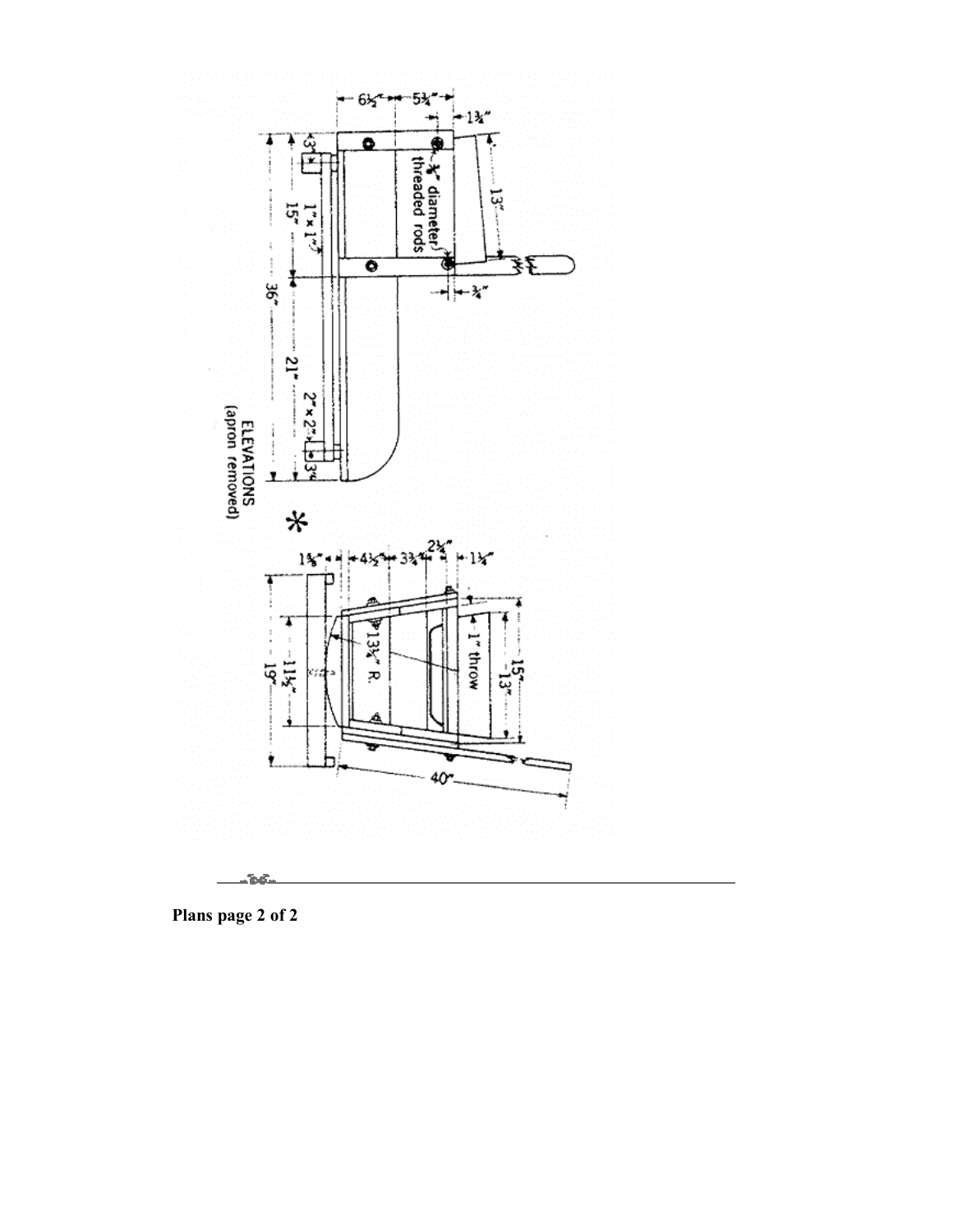6½" 5¾" 1¾"

3"

15"

1" × 1"

⅜" diameter threaded rods

13"

¾"

36"

21"

2" × 2"

¾"

ELEVATIONS
(apron removed)

*

1⅜" 4½" 3¾" 2¼" 1¼"

19"

11½"

13¾" R.

1" throw

15"

13"

40"

**Plans page 2 of 2**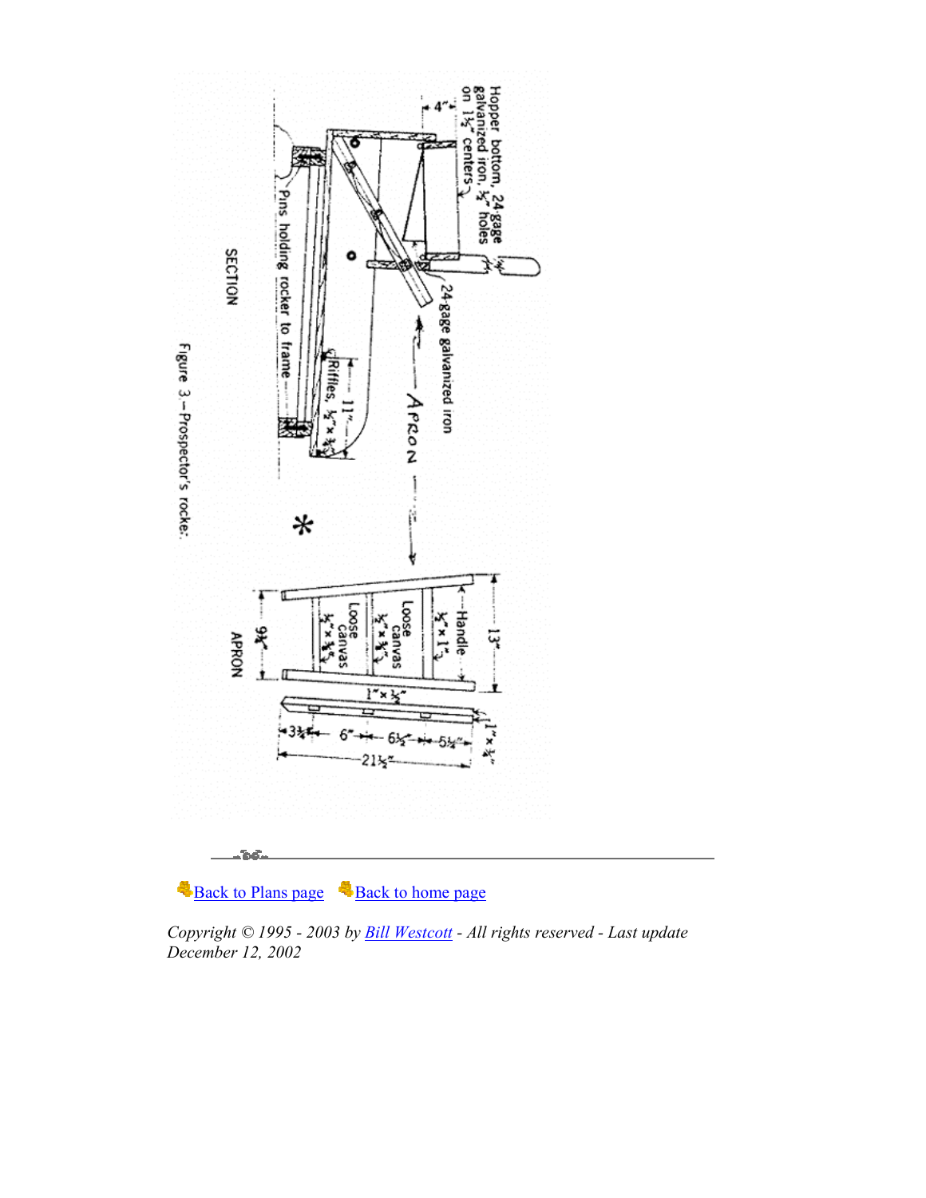Hopper bottom, 24-gage galvanized iron, ½" holes on 1½" centers

4"

24-gage galvanized iron

APRON

Riffles, ½" x ¾"

11"

Pins holding rocker to frame

SECTION

*

Handle ½" x 1"

Loose canvas ½" x ¾"

Loose canvas ½" x ¾"

13"

9¾"

APRON

1" x ½"

1" x ¾"

3¾" 6" 6½" 5¼"

21½"

Figure 3—Prospector's rocker.

---

Back to Plans page Back to home page

*Copyright © 1995 - 2003 by Bill Westcott - All rights reserved - Last update December 12, 2002*